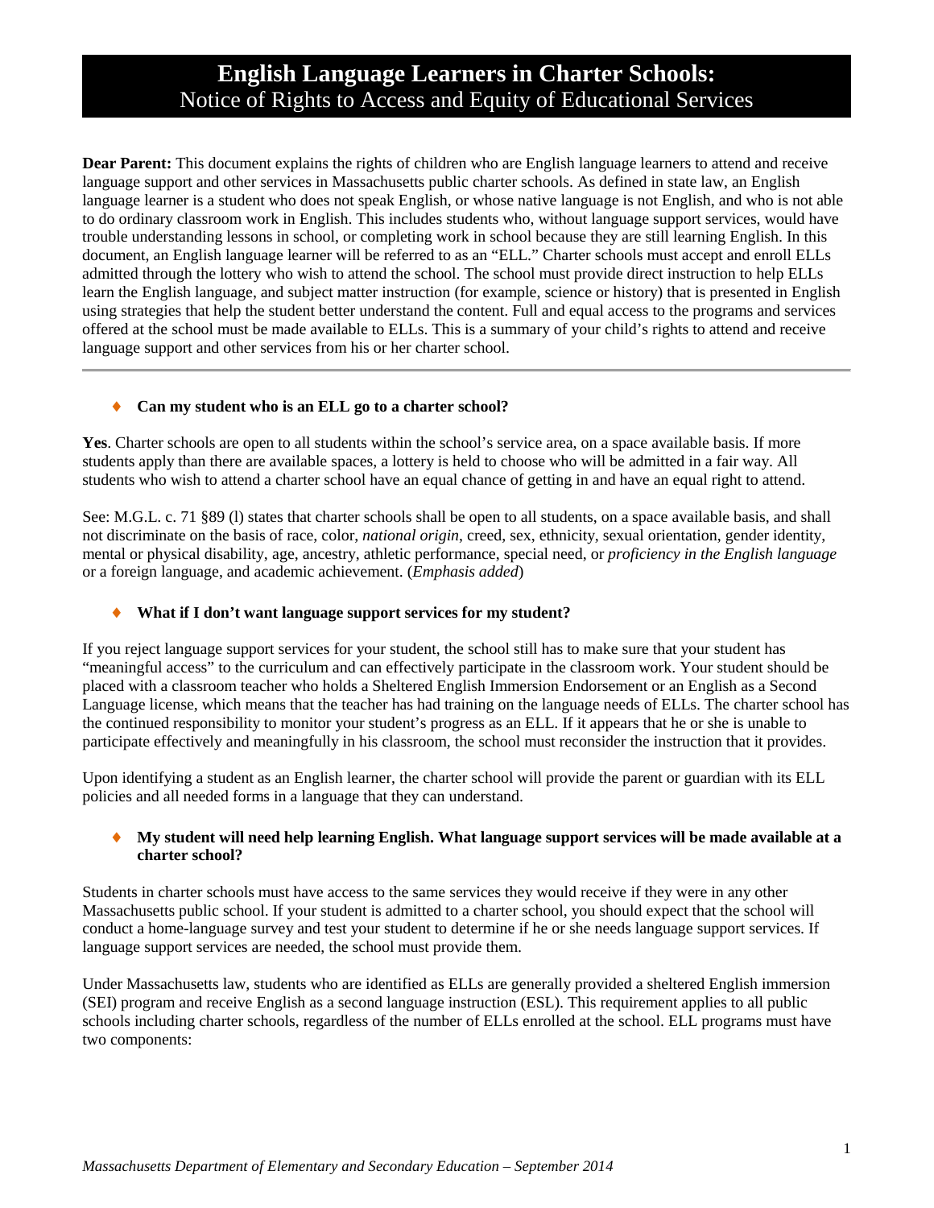# English Language Learners in Charter Schools:
## Notice of Rights to Access and Equity of Educational Services

**Dear Parent:** This document explains the rights of children who are English language learners to attend and receive language support and other services in Massachusetts public charter schools. As defined in state law, an English language learner is a student who does not speak English, or whose native language is not English, and who is not able to do ordinary classroom work in English. This includes students who, without language support services, would have trouble understanding lessons in school, or completing work in school because they are still learning English. In this document, an English language learner will be referred to as an "ELL." Charter schools must accept and enroll ELLs admitted through the lottery who wish to attend the school. The school must provide direct instruction to help ELLs learn the English language, and subject matter instruction (for example, science or history) that is presented in English using strategies that help the student better understand the content. Full and equal access to the programs and services offered at the school must be made available to ELLs. This is a summary of your child's rights to attend and receive language support and other services from his or her charter school.

---

- **Can my student who is an ELL go to a charter school?**

**Yes**. Charter schools are open to all students within the school's service area, on a space available basis. If more students apply than there are available spaces, a lottery is held to choose who will be admitted in a fair way. All students who wish to attend a charter school have an equal chance of getting in and have an equal right to attend.

See: M.G.L. c. 71 §89 (l) states that charter schools shall be open to all students, on a space available basis, and shall not discriminate on the basis of race, color, *national origin*, creed, sex, ethnicity, sexual orientation, gender identity, mental or physical disability, age, ancestry, athletic performance, special need, or *proficiency in the English language* or a foreign language, and academic achievement. (*Emphasis added*)

- **What if I don't want language support services for my student?**

If you reject language support services for your student, the school still has to make sure that your student has "meaningful access" to the curriculum and can effectively participate in the classroom work. Your student should be placed with a classroom teacher who holds a Sheltered English Immersion Endorsement or an English as a Second Language license, which means that the teacher has had training on the language needs of ELLs. The charter school has the continued responsibility to monitor your student's progress as an ELL. If it appears that he or she is unable to participate effectively and meaningfully in his classroom, the school must reconsider the instruction that it provides.

Upon identifying a student as an English learner, the charter school will provide the parent or guardian with its ELL policies and all needed forms in a language that they can understand.

- **My student will need help learning English. What language support services will be made available at a charter school?**

Students in charter schools must have access to the same services they would receive if they were in any other Massachusetts public school. If your student is admitted to a charter school, you should expect that the school will conduct a home-language survey and test your student to determine if he or she needs language support services. If language support services are needed, the school must provide them.

Under Massachusetts law, students who are identified as ELLs are generally provided a sheltered English immersion (SEI) program and receive English as a second language instruction (ESL). This requirement applies to all public schools including charter schools, regardless of the number of ELLs enrolled at the school. ELL programs must have two components:

*Massachusetts Department of Elementary and Secondary Education – September 2014*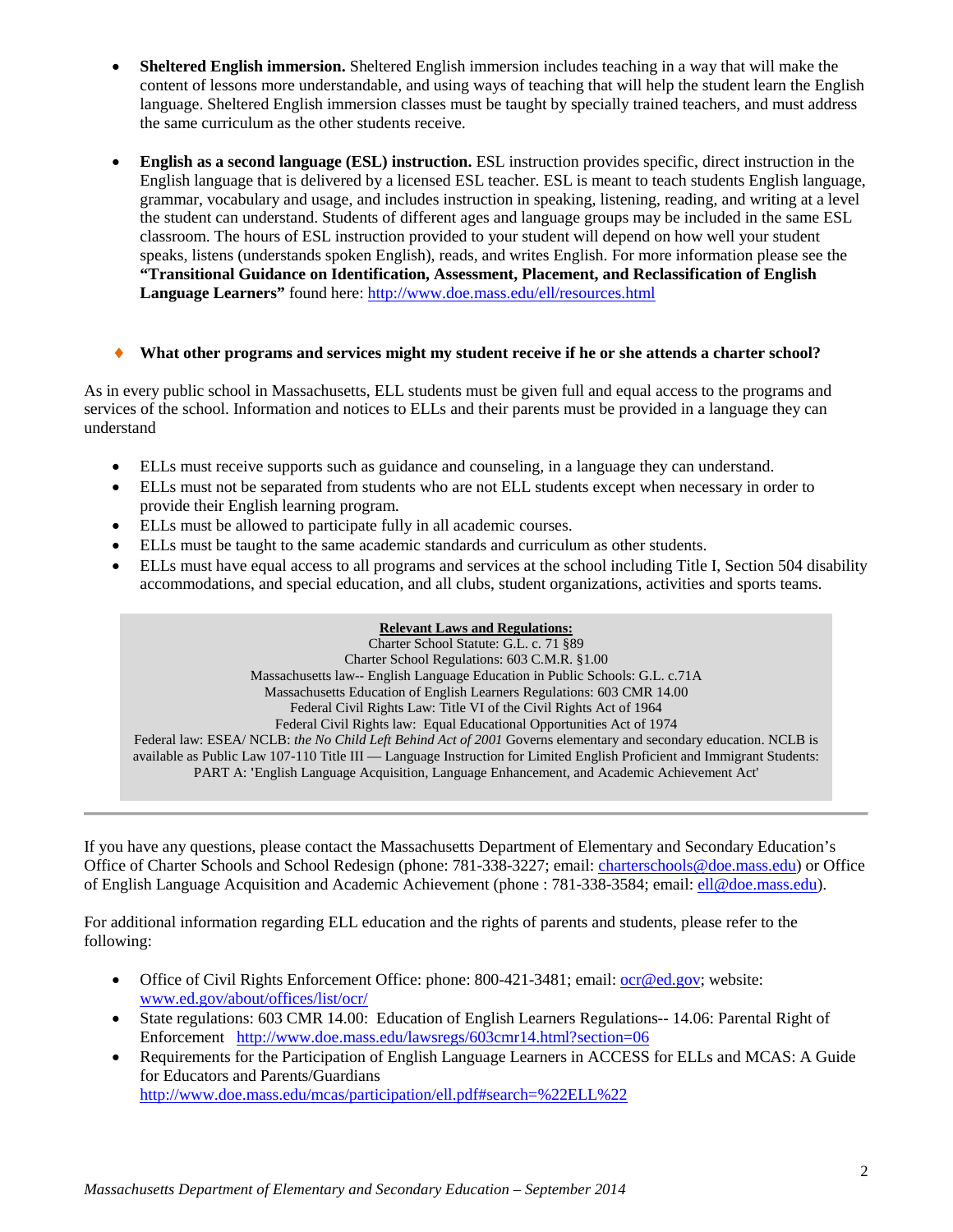- **Sheltered English immersion.** Sheltered English immersion includes teaching in a way that will make the content of lessons more understandable, and using ways of teaching that will help the student learn the English language. Sheltered English immersion classes must be taught by specially trained teachers, and must address the same curriculum as the other students receive.

- **English as a second language (ESL) instruction.** ESL instruction provides specific, direct instruction in the English language that is delivered by a licensed ESL teacher. ESL is meant to teach students English language, grammar, vocabulary and usage, and includes instruction in speaking, listening, reading, and writing at a level the student can understand. Students of different ages and language groups may be included in the same ESL classroom. The hours of ESL instruction provided to your student will depend on how well your student speaks, listens (understands spoken English), reads, and writes English. For more information please see the **"Transitional Guidance on Identification, Assessment, Placement, and Reclassification of English Language Learners"** found here: http://www.doe.mass.edu/ell/resources.html

♦ **What other programs and services might my student receive if he or she attends a charter school?**

As in every public school in Massachusetts, ELL students must be given full and equal access to the programs and services of the school. Information and notices to ELLs and their parents must be provided in a language they can understand

- ELLs must receive supports such as guidance and counseling, in a language they can understand.
- ELLs must not be separated from students who are not ELL students except when necessary in order to provide their English learning program.
- ELLs must be allowed to participate fully in all academic courses.
- ELLs must be taught to the same academic standards and curriculum as other students.
- ELLs must have equal access to all programs and services at the school including Title I, Section 504 disability accommodations, and special education, and all clubs, student organizations, activities and sports teams.

**Relevant Laws and Regulations:**

Charter School Statute: G.L. c. 71 §89
Charter School Regulations: 603 C.M.R. §1.00
Massachusetts law-- English Language Education in Public Schools: G.L. c.71A
Massachusetts Education of English Learners Regulations: 603 CMR 14.00
Federal Civil Rights Law: Title VI of the Civil Rights Act of 1964
Federal Civil Rights law: Equal Educational Opportunities Act of 1974
Federal law: ESEA/ NCLB: *the No Child Left Behind Act of 2001* Governs elementary and secondary education. NCLB is available as Public Law 107-110 Title III — Language Instruction for Limited English Proficient and Immigrant Students: PART A: 'English Language Acquisition, Language Enhancement, and Academic Achievement Act'

---

If you have any questions, please contact the Massachusetts Department of Elementary and Secondary Education's Office of Charter Schools and School Redesign (phone: 781-338-3227; email: charterschools@doe.mass.edu) or Office of English Language Acquisition and Academic Achievement (phone : 781-338-3584; email: ell@doe.mass.edu).

For additional information regarding ELL education and the rights of parents and students, please refer to the following:

- Office of Civil Rights Enforcement Office: phone: 800-421-3481; email: ocr@ed.gov; website: www.ed.gov/about/offices/list/ocr/
- State regulations: 603 CMR 14.00: Education of English Learners Regulations-- 14.06: Parental Right of Enforcement http://www.doe.mass.edu/lawsregs/603cmr14.html?section=06
- Requirements for the Participation of English Language Learners in ACCESS for ELLs and MCAS: A Guide for Educators and Parents/Guardians http://www.doe.mass.edu/mcas/participation/ell.pdf#search=%22ELL%22

*Massachusetts Department of Elementary and Secondary Education – September 2014*